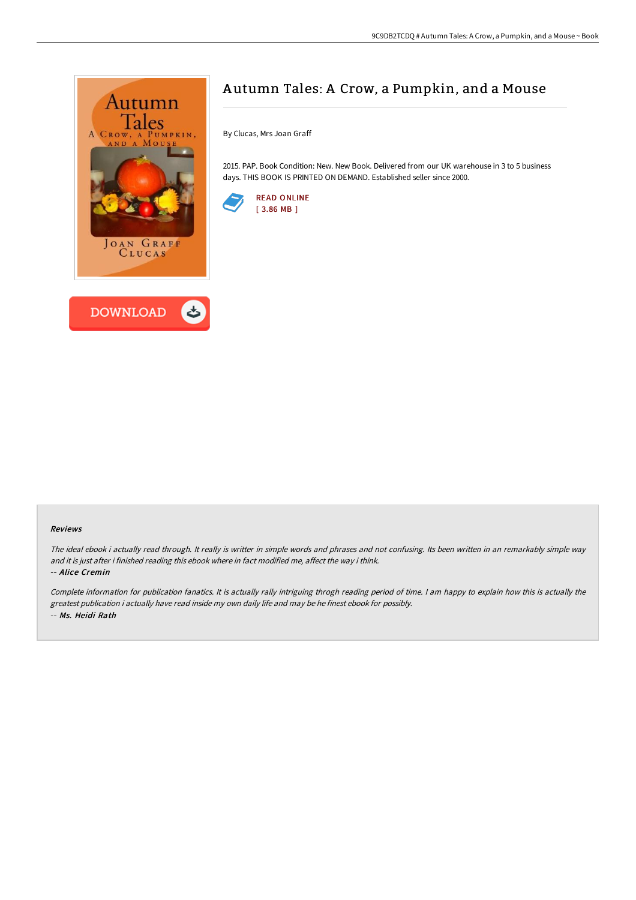# Autumn Tales: A Crow, a Pumpkin, and a Mouse

By Clucas, Mrs Joan Graff

2015. PAP. Book Condition: New. New Book. Delivered from our UK warehouse in 3 to 5 business days. THIS BOOK IS PRINTED ON DEMAND. Established seller since 2000.

READ ONLINE
[ 3.86 MB ]

DOWNLOAD

### Reviews

*The ideal ebook i actually read through. It really is writter in simple words and phrases and not confusing. Its been written in an remarkably simple way and it is just after i finished reading this ebook where in fact modified me, affect the way i think.*

*-- Alice Cremin*

*Complete information for publication fanatics. It is actually rally intriguing throgh reading period of time. I am happy to explain how this is actually the greatest publication i actually have read inside my own daily life and may be he finest ebook for possibly.*

*-- Ms. Heidi Rath*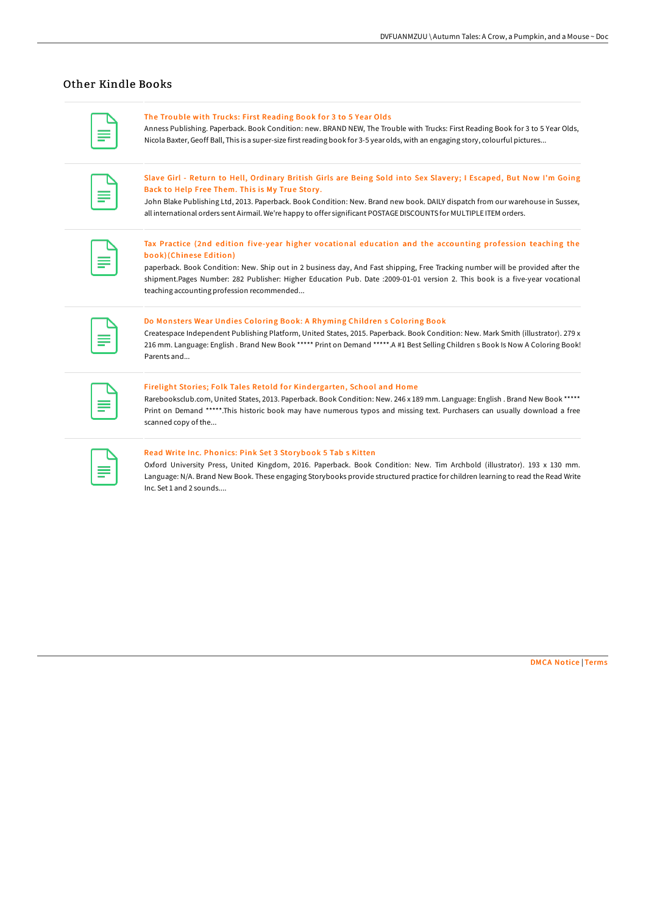## Other Kindle Books

### The Trouble with Trucks: First Reading Book for 3 to 5 Year Olds

Anness Publishing. Paperback. Book Condition: new. BRAND NEW, The Trouble with Trucks: First Reading Book for 3 to 5 Year Olds, Nicola Baxter, Geoff Ball, This is a super-size first reading book for 3-5 year olds, with an engaging story, colourful pictures...

### Slave Girl - Return to Hell, Ordinary British Girls are Being Sold into Sex Slavery; I Escaped, But Now I'm Going Back to Help Free Them. This is My True Story.

John Blake Publishing Ltd, 2013. Paperback. Book Condition: New. Brand new book. DAILY dispatch from our warehouse in Sussex, all international orders sent Airmail. We're happy to offer significant POSTAGE DISCOUNTS for MULTIPLE ITEM orders.

### Tax Practice (2nd edition five-year higher vocational education and the accounting profession teaching the book)(Chinese Edition)

paperback. Book Condition: New. Ship out in 2 business day, And Fast shipping, Free Tracking number will be provided after the shipment.Pages Number: 282 Publisher: Higher Education Pub. Date :2009-01-01 version 2. This book is a five-year vocational teaching accounting profession recommended...

### Do Monsters Wear Undies Coloring Book: A Rhyming Children s Coloring Book

Createspace Independent Publishing Platform, United States, 2015. Paperback. Book Condition: New. Mark Smith (illustrator). 279 x 216 mm. Language: English . Brand New Book ***** Print on Demand *****.A #1 Best Selling Children s Book Is Now A Coloring Book! Parents and...

### Firelight Stories; Folk Tales Retold for Kindergarten, School and Home

Rarebooksclub.com, United States, 2013. Paperback. Book Condition: New. 246 x 189 mm. Language: English . Brand New Book ***** Print on Demand *****.This historic book may have numerous typos and missing text. Purchasers can usually download a free scanned copy of the...

### Read Write Inc. Phonics: Pink Set 3 Storybook 5 Tab s Kitten

Oxford University Press, United Kingdom, 2016. Paperback. Book Condition: New. Tim Archbold (illustrator). 193 x 130 mm. Language: N/A. Brand New Book. These engaging Storybooks provide structured practice for children learning to read the Read Write Inc. Set 1 and 2 sounds....